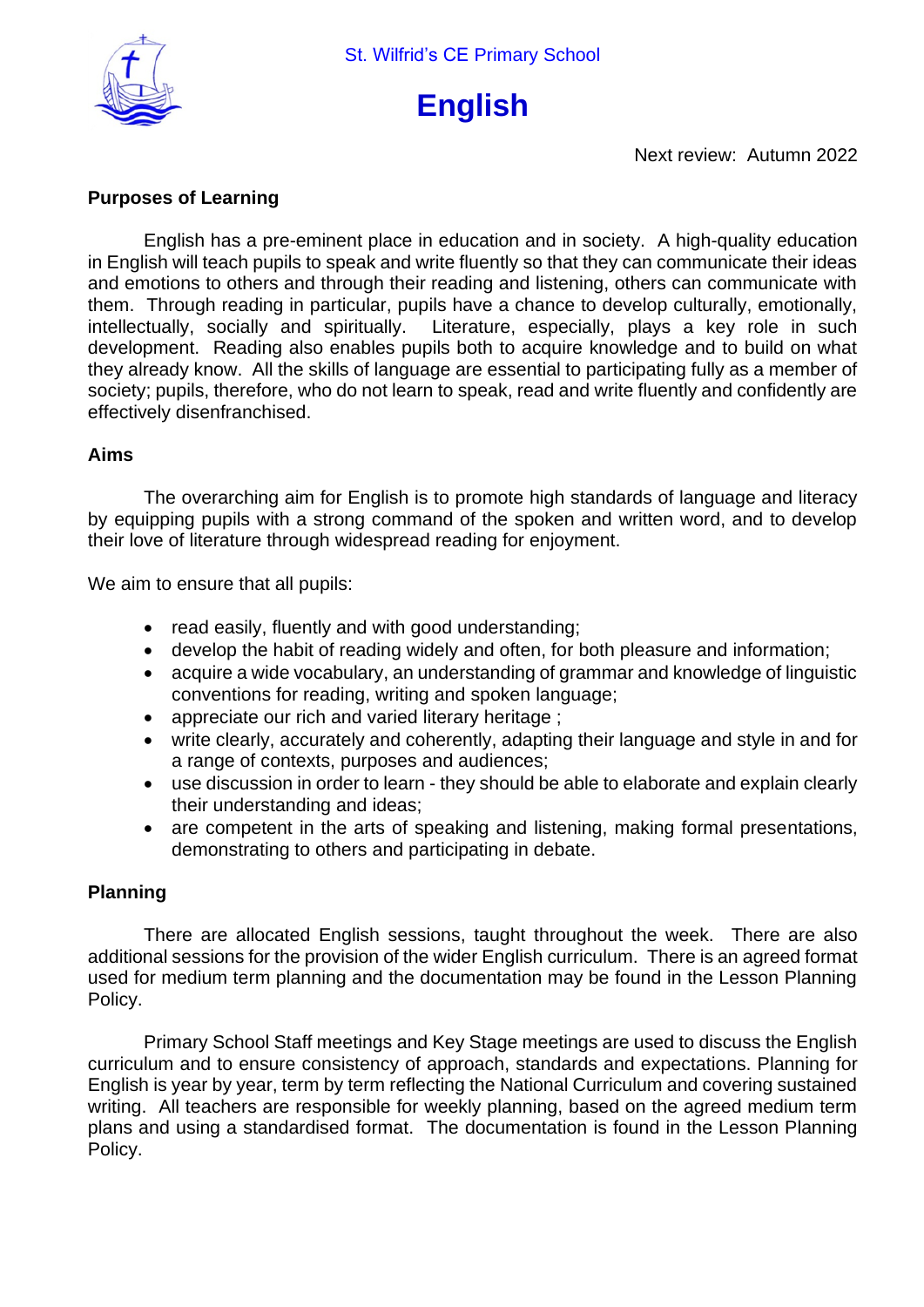St. Wilfrid's CE Primary School

# English

Next review: Autumn 2022

## Purposes of Learning

English has a pre-eminent place in education and in society. A high-quality education in English will teach pupils to speak and write fluently so that they can communicate their ideas and emotions to others and through their reading and listening, others can communicate with them. Through reading in particular, pupils have a chance to develop culturally, emotionally, intellectually, socially and spiritually. Literature, especially, plays a key role in such development. Reading also enables pupils both to acquire knowledge and to build on what they already know. All the skills of language are essential to participating fully as a member of society; pupils, therefore, who do not learn to speak, read and write fluently and confidently are effectively disenfranchised.

## Aims

The overarching aim for English is to promote high standards of language and literacy by equipping pupils with a strong command of the spoken and written word, and to develop their love of literature through widespread reading for enjoyment.

We aim to ensure that all pupils:

- read easily, fluently and with good understanding;
- develop the habit of reading widely and often, for both pleasure and information;
- acquire a wide vocabulary, an understanding of grammar and knowledge of linguistic conventions for reading, writing and spoken language;
- appreciate our rich and varied literary heritage ;
- write clearly, accurately and coherently, adapting their language and style in and for a range of contexts, purposes and audiences;
- use discussion in order to learn - they should be able to elaborate and explain clearly their understanding and ideas;
- are competent in the arts of speaking and listening, making formal presentations, demonstrating to others and participating in debate.

## Planning

There are allocated English sessions, taught throughout the week. There are also additional sessions for the provision of the wider English curriculum. There is an agreed format used for medium term planning and the documentation may be found in the Lesson Planning Policy.

Primary School Staff meetings and Key Stage meetings are used to discuss the English curriculum and to ensure consistency of approach, standards and expectations. Planning for English is year by year, term by term reflecting the National Curriculum and covering sustained writing. All teachers are responsible for weekly planning, based on the agreed medium term plans and using a standardised format. The documentation is found in the Lesson Planning Policy.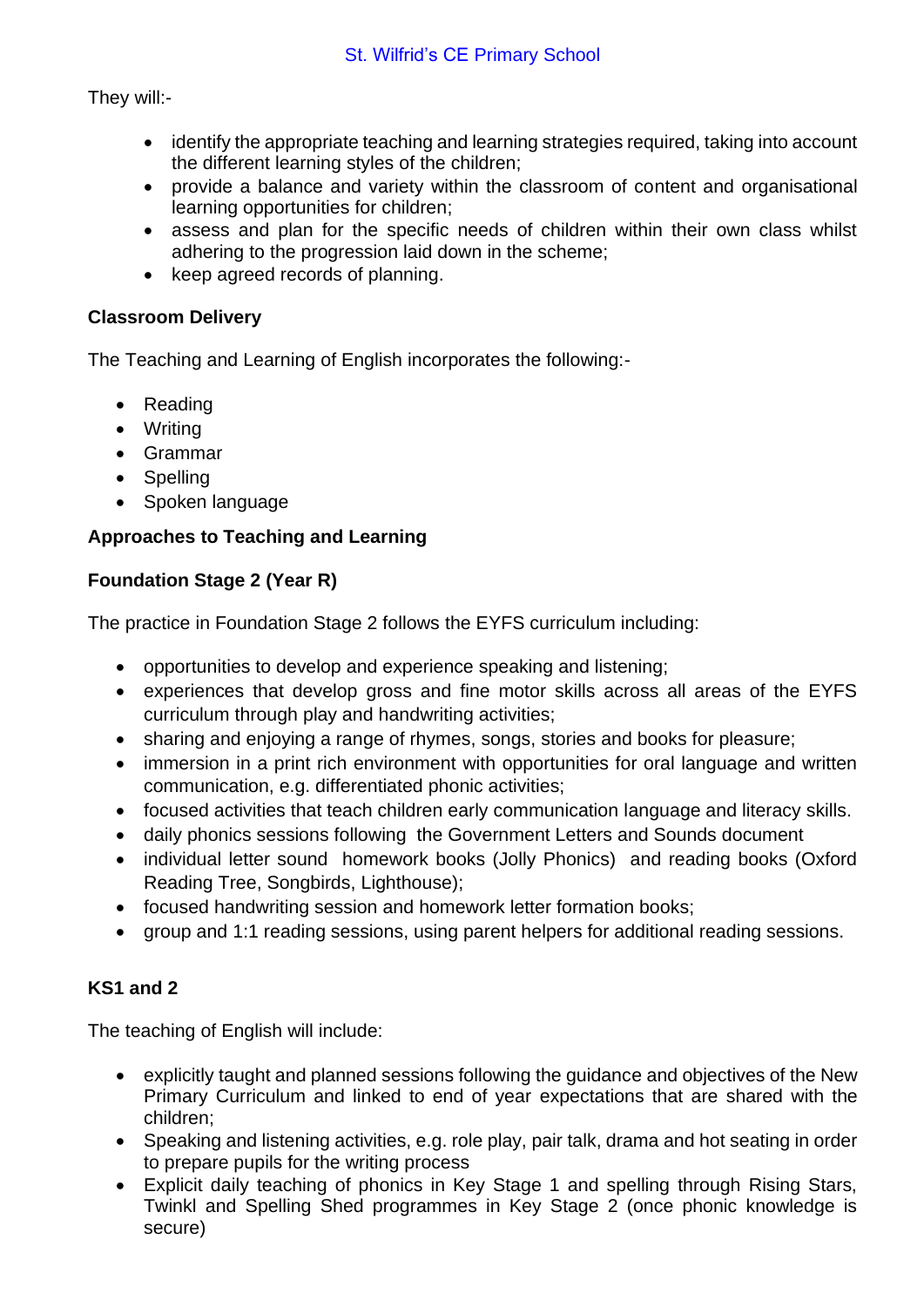They will:-

- identify the appropriate teaching and learning strategies required, taking into account the different learning styles of the children;
- provide a balance and variety within the classroom of content and organisational learning opportunities for children;
- assess and plan for the specific needs of children within their own class whilst adhering to the progression laid down in the scheme;
- keep agreed records of planning.

**Classroom Delivery**

The Teaching and Learning of English incorporates the following:-

- Reading
- Writing
- Grammar
- Spelling
- Spoken language

**Approaches to Teaching and Learning**

**Foundation Stage 2 (Year R)**

The practice in Foundation Stage 2 follows the EYFS curriculum including:

- opportunities to develop and experience speaking and listening;
- experiences that develop gross and fine motor skills across all areas of the EYFS curriculum through play and handwriting activities;
- sharing and enjoying a range of rhymes, songs, stories and books for pleasure;
- immersion in a print rich environment with opportunities for oral language and written communication, e.g. differentiated phonic activities;
- focused activities that teach children early communication language and literacy skills.
- daily phonics sessions following the Government Letters and Sounds document
- individual letter sound homework books (Jolly Phonics) and reading books (Oxford Reading Tree, Songbirds, Lighthouse);
- focused handwriting session and homework letter formation books;
- group and 1:1 reading sessions, using parent helpers for additional reading sessions.

**KS1 and 2**

The teaching of English will include:

- explicitly taught and planned sessions following the guidance and objectives of the New Primary Curriculum and linked to end of year expectations that are shared with the children;
- Speaking and listening activities, e.g. role play, pair talk, drama and hot seating in order to prepare pupils for the writing process
- Explicit daily teaching of phonics in Key Stage 1 and spelling through Rising Stars, Twinkl and Spelling Shed programmes in Key Stage 2 (once phonic knowledge is secure)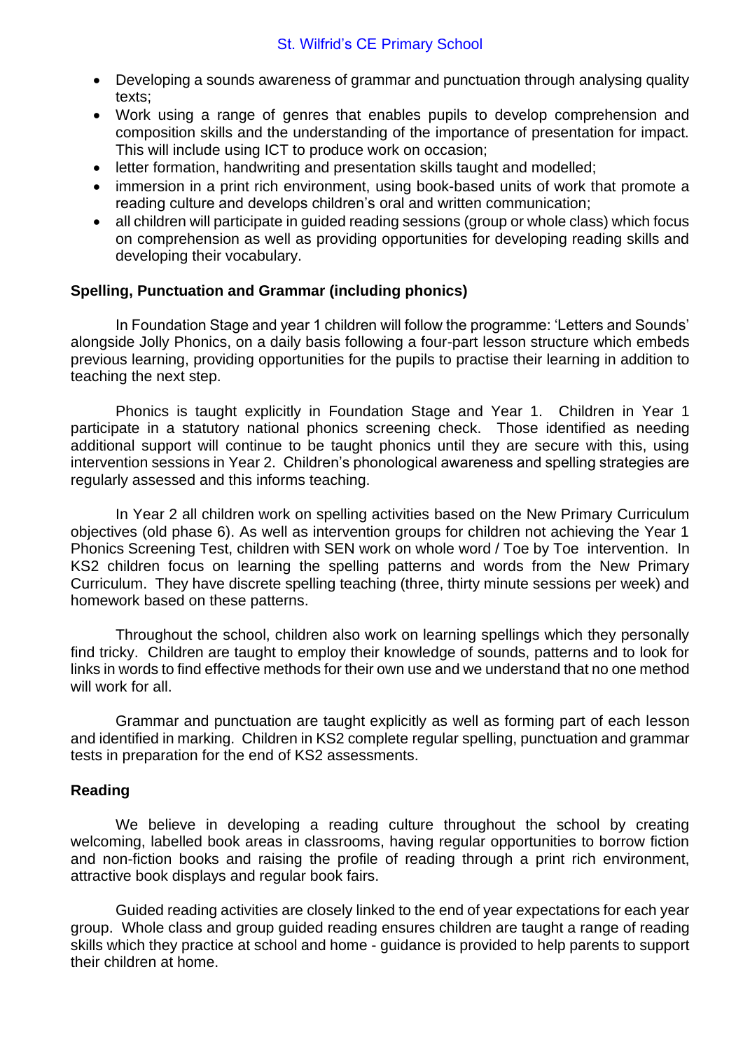- Developing a sounds awareness of grammar and punctuation through analysing quality texts;
- Work using a range of genres that enables pupils to develop comprehension and composition skills and the understanding of the importance of presentation for impact. This will include using ICT to produce work on occasion;
- letter formation, handwriting and presentation skills taught and modelled;
- immersion in a print rich environment, using book-based units of work that promote a reading culture and develops children's oral and written communication;
- all children will participate in guided reading sessions (group or whole class) which focus on comprehension as well as providing opportunities for developing reading skills and developing their vocabulary.

**Spelling, Punctuation and Grammar (including phonics)**

In Foundation Stage and year 1 children will follow the programme: 'Letters and Sounds' alongside Jolly Phonics, on a daily basis following a four-part lesson structure which embeds previous learning, providing opportunities for the pupils to practise their learning in addition to teaching the next step.

Phonics is taught explicitly in Foundation Stage and Year 1. Children in Year 1 participate in a statutory national phonics screening check. Those identified as needing additional support will continue to be taught phonics until they are secure with this, using intervention sessions in Year 2. Children's phonological awareness and spelling strategies are regularly assessed and this informs teaching.

In Year 2 all children work on spelling activities based on the New Primary Curriculum objectives (old phase 6). As well as intervention groups for children not achieving the Year 1 Phonics Screening Test, children with SEN work on whole word / Toe by Toe intervention. In KS2 children focus on learning the spelling patterns and words from the New Primary Curriculum. They have discrete spelling teaching (three, thirty minute sessions per week) and homework based on these patterns.

Throughout the school, children also work on learning spellings which they personally find tricky. Children are taught to employ their knowledge of sounds, patterns and to look for links in words to find effective methods for their own use and we understand that no one method will work for all.

Grammar and punctuation are taught explicitly as well as forming part of each lesson and identified in marking. Children in KS2 complete regular spelling, punctuation and grammar tests in preparation for the end of KS2 assessments.

**Reading**

We believe in developing a reading culture throughout the school by creating welcoming, labelled book areas in classrooms, having regular opportunities to borrow fiction and non-fiction books and raising the profile of reading through a print rich environment, attractive book displays and regular book fairs.

Guided reading activities are closely linked to the end of year expectations for each year group. Whole class and group guided reading ensures children are taught a range of reading skills which they practice at school and home - guidance is provided to help parents to support their children at home.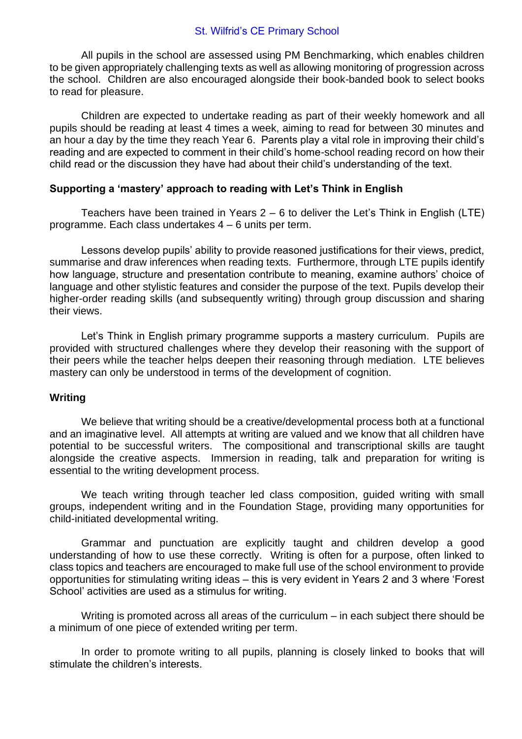All pupils in the school are assessed using PM Benchmarking, which enables children to be given appropriately challenging texts as well as allowing monitoring of progression across the school. Children are also encouraged alongside their book-banded book to select books to read for pleasure.

Children are expected to undertake reading as part of their weekly homework and all pupils should be reading at least 4 times a week, aiming to read for between 30 minutes and an hour a day by the time they reach Year 6. Parents play a vital role in improving their child's reading and are expected to comment in their child's home-school reading record on how their child read or the discussion they have had about their child's understanding of the text.

**Supporting a 'mastery' approach to reading with Let's Think in English**

Teachers have been trained in Years 2 – 6 to deliver the Let's Think in English (LTE) programme. Each class undertakes 4 – 6 units per term.

Lessons develop pupils' ability to provide reasoned justifications for their views, predict, summarise and draw inferences when reading texts. Furthermore, through LTE pupils identify how language, structure and presentation contribute to meaning, examine authors' choice of language and other stylistic features and consider the purpose of the text. Pupils develop their higher-order reading skills (and subsequently writing) through group discussion and sharing their views.

Let's Think in English primary programme supports a mastery curriculum. Pupils are provided with structured challenges where they develop their reasoning with the support of their peers while the teacher helps deepen their reasoning through mediation. LTE believes mastery can only be understood in terms of the development of cognition.

**Writing**

We believe that writing should be a creative/developmental process both at a functional and an imaginative level. All attempts at writing are valued and we know that all children have potential to be successful writers. The compositional and transcriptional skills are taught alongside the creative aspects. Immersion in reading, talk and preparation for writing is essential to the writing development process.

We teach writing through teacher led class composition, guided writing with small groups, independent writing and in the Foundation Stage, providing many opportunities for child-initiated developmental writing.

Grammar and punctuation are explicitly taught and children develop a good understanding of how to use these correctly. Writing is often for a purpose, often linked to class topics and teachers are encouraged to make full use of the school environment to provide opportunities for stimulating writing ideas – this is very evident in Years 2 and 3 where 'Forest School' activities are used as a stimulus for writing.

Writing is promoted across all areas of the curriculum – in each subject there should be a minimum of one piece of extended writing per term.

In order to promote writing to all pupils, planning is closely linked to books that will stimulate the children's interests.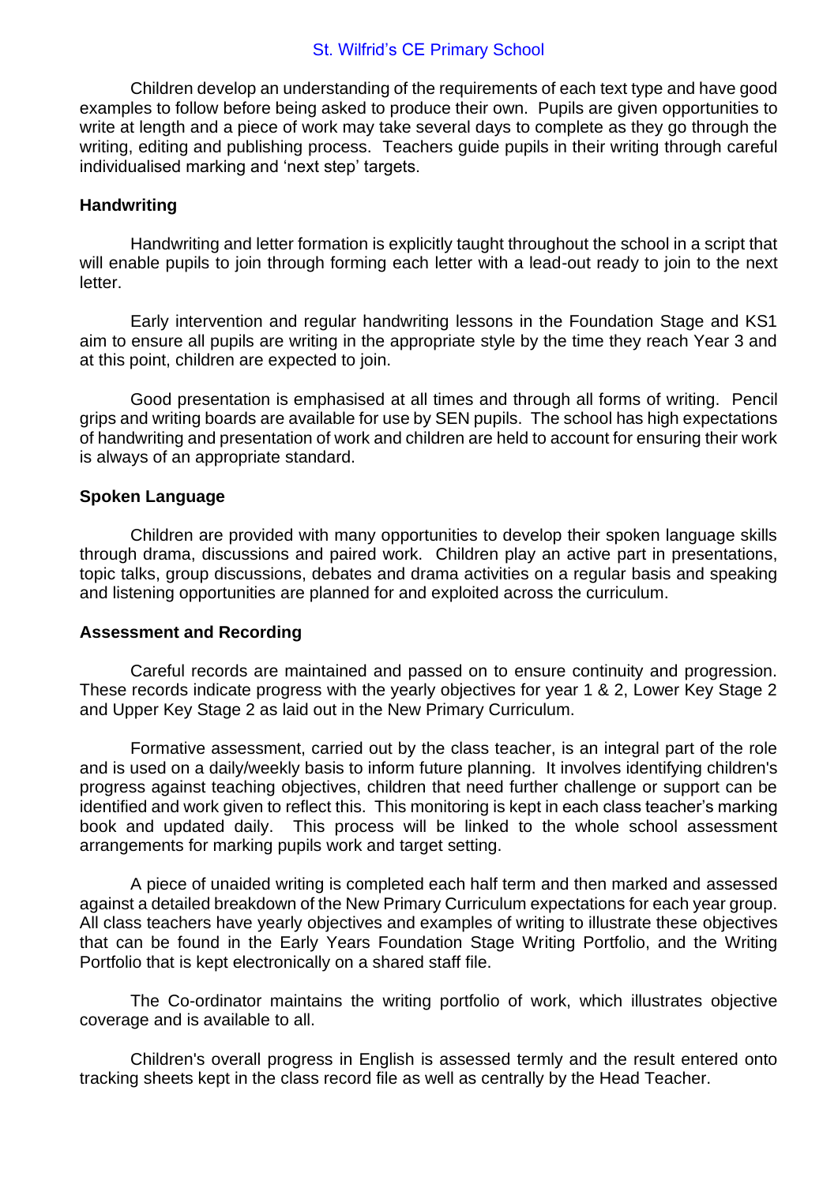Children develop an understanding of the requirements of each text type and have good examples to follow before being asked to produce their own. Pupils are given opportunities to write at length and a piece of work may take several days to complete as they go through the writing, editing and publishing process. Teachers guide pupils in their writing through careful individualised marking and 'next step' targets.

**Handwriting**

Handwriting and letter formation is explicitly taught throughout the school in a script that will enable pupils to join through forming each letter with a lead-out ready to join to the next letter.

Early intervention and regular handwriting lessons in the Foundation Stage and KS1 aim to ensure all pupils are writing in the appropriate style by the time they reach Year 3 and at this point, children are expected to join.

Good presentation is emphasised at all times and through all forms of writing. Pencil grips and writing boards are available for use by SEN pupils. The school has high expectations of handwriting and presentation of work and children are held to account for ensuring their work is always of an appropriate standard.

**Spoken Language**

Children are provided with many opportunities to develop their spoken language skills through drama, discussions and paired work. Children play an active part in presentations, topic talks, group discussions, debates and drama activities on a regular basis and speaking and listening opportunities are planned for and exploited across the curriculum.

**Assessment and Recording**

Careful records are maintained and passed on to ensure continuity and progression. These records indicate progress with the yearly objectives for year 1 & 2, Lower Key Stage 2 and Upper Key Stage 2 as laid out in the New Primary Curriculum.

Formative assessment, carried out by the class teacher, is an integral part of the role and is used on a daily/weekly basis to inform future planning. It involves identifying children's progress against teaching objectives, children that need further challenge or support can be identified and work given to reflect this. This monitoring is kept in each class teacher's marking book and updated daily. This process will be linked to the whole school assessment arrangements for marking pupils work and target setting.

A piece of unaided writing is completed each half term and then marked and assessed against a detailed breakdown of the New Primary Curriculum expectations for each year group. All class teachers have yearly objectives and examples of writing to illustrate these objectives that can be found in the Early Years Foundation Stage Writing Portfolio, and the Writing Portfolio that is kept electronically on a shared staff file.

The Co-ordinator maintains the writing portfolio of work, which illustrates objective coverage and is available to all.

Children's overall progress in English is assessed termly and the result entered onto tracking sheets kept in the class record file as well as centrally by the Head Teacher.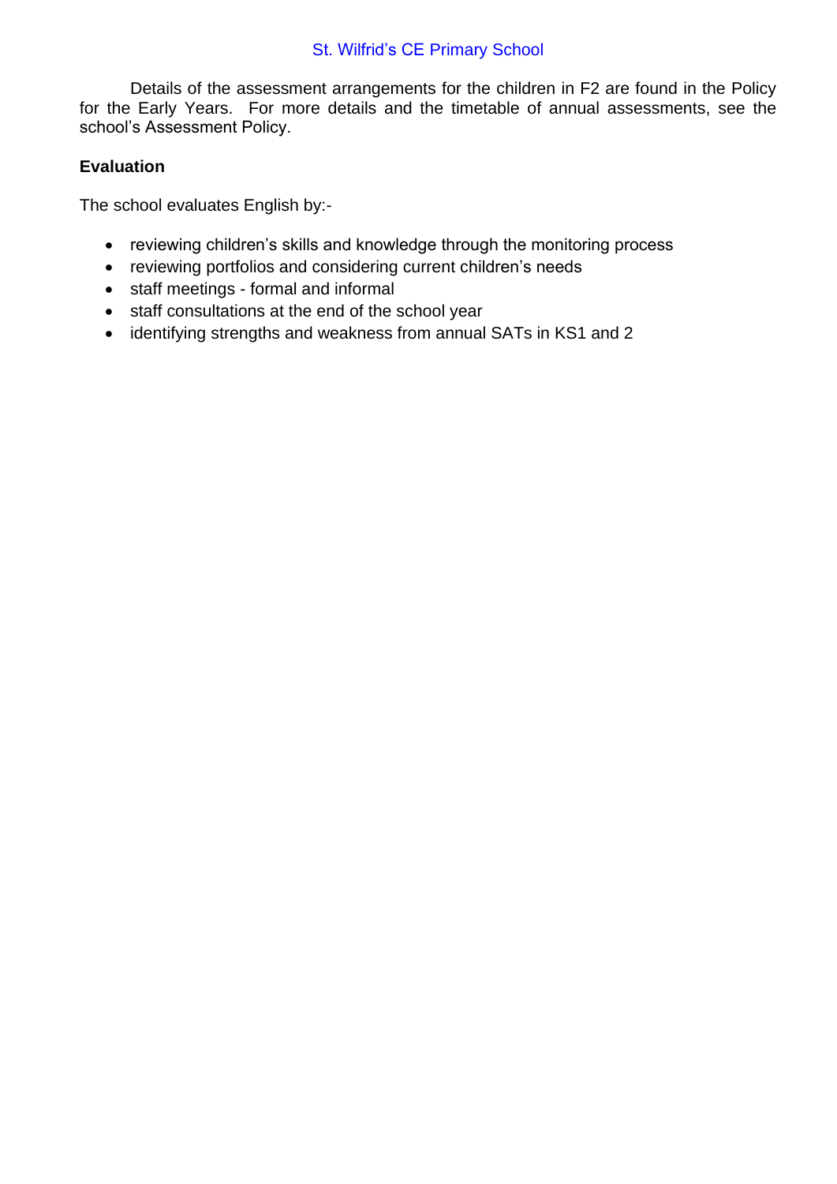Details of the assessment arrangements for the children in F2 are found in the Policy for the Early Years. For more details and the timetable of annual assessments, see the school's Assessment Policy.

**Evaluation**

The school evaluates English by:-

- reviewing children's skills and knowledge through the monitoring process
- reviewing portfolios and considering current children's needs
- staff meetings - formal and informal
- staff consultations at the end of the school year
- identifying strengths and weakness from annual SATs in KS1 and 2